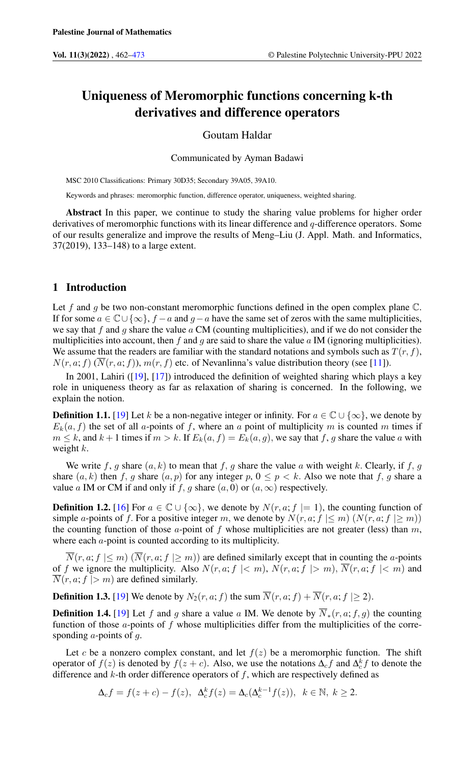# Uniqueness of Meromorphic functions concerning k-th derivatives and difference operators

Goutam Haldar

Communicated by Ayman Badawi

MSC 2010 Classifications: Primary 30D35; Secondary 39A05, 39A10.

Keywords and phrases: meromorphic function, difference operator, uniqueness, weighted sharing.

**Abstract** In this paper, we continue to study the sharing value problems for higher order derivatives of meromorphic functions with its linear difference and $q$-difference operators. Some of our results generalize and improve the results of Meng–Liu (J. Appl. Math. and Informatics, 37(2019), 133–148) to a large extent.

## 1 Introduction

Let $f$ and $g$ be two non-constant meromorphic functions defined in the open complex plane $\mathbb{C}$. If for some $a \in \mathbb{C} \cup \{\infty\}$, $f - a$ and $g - a$ have the same set of zeros with the same multiplicities, we say that $f$ and $g$ share the value $a$ CM (counting multiplicities), and if we do not consider the multiplicities into account, then $f$ and $g$ are said to share the value $a$ IM (ignoring multiplicities). We assume that the readers are familiar with the standard notations and symbols such as $T(r, f)$, $N(r, a; f)$ ($\overline{N}(r, a; f)$), $m(r, f)$ etc. of Nevanlinna's value distribution theory (see [11]).

In 2001, Lahiri ([19], [17]) introduced the definition of weighted sharing which plays a key role in uniqueness theory as far as relaxation of sharing is concerned. In the following, we explain the notion.

**Definition 1.1.** [19] Let $k$ be a non-negative integer or infinity. For $a \in \mathbb{C} \cup \{\infty\}$, we denote by $E_k(a, f)$ the set of all $a$-points of $f$, where an $a$ point of multiplicity $m$ is counted $m$ times if $m \leq k$, and $k + 1$ times if $m > k$. If $E_k(a, f) = E_k(a, g)$, we say that $f$, $g$ share the value $a$ with weight $k$.

We write $f$, $g$ share $(a, k)$ to mean that $f$, $g$ share the value $a$ with weight $k$. Clearly, if $f$, $g$ share $(a, k)$ then $f$, $g$ share $(a, p)$ for any integer $p$, $0 \leq p < k$. Also we note that $f$, $g$ share a value $a$ IM or CM if and only if $f$, $g$ share $(a, 0)$ or $(a, \infty)$ respectively.

**Definition 1.2.** [16] For $a \in \mathbb{C} \cup \{\infty\}$, we denote by $N(r, a; f \mid= 1)$, the counting function of simple $a$-points of $f$. For a positive integer $m$, we denote by $N(r, a; f \mid\leq m)$ ($N(r, a; f \mid\geq m)$) the counting function of those $a$-points of $f$ whose multiplicities are not greater (less) than $m$, where each $a$-point is counted according to its multiplicity.

$\overline{N}(r, a; f \mid\leq m)$ ($\overline{N}(r, a; f \mid\geq m)$) are defined similarly except that in counting the $a$-points of $f$ we ignore the multiplicity. Also $N(r, a; f \mid< m)$, $N(r, a; f \mid> m)$, $\overline{N}(r, a; f \mid< m)$ and $\overline{N}(r, a; f \mid> m)$ are defined similarly.

**Definition 1.3.** [19] We denote by $N_2(r, a; f)$ the sum $\overline{N}(r, a; f) + \overline{N}(r, a; f \mid\geq 2)$.

**Definition 1.4.** [19] Let $f$ and $g$ share a value $a$ IM. We denote by $\overline{N}_*(r, a; f, g)$ the counting function of those $a$-points of $f$ whose multiplicities differ from the multiplicities of the corresponding $a$-points of $g$.

Let $c$ be a nonzero complex constant, and let $f(z)$ be a meromorphic function. The shift operator of $f(z)$ is denoted by $f(z + c)$. Also, we use the notations $\Delta_c f$ and $\Delta_c^k f$ to denote the difference and $k$-th order difference operators of $f$, which are respectively defined as

$$\Delta_c f = f(z + c) - f(z),\ \ \Delta_c^k f(z) = \Delta_c(\Delta_c^{k-1} f(z)),\ \ k \in \mathbb{N},\ k \geq 2.$$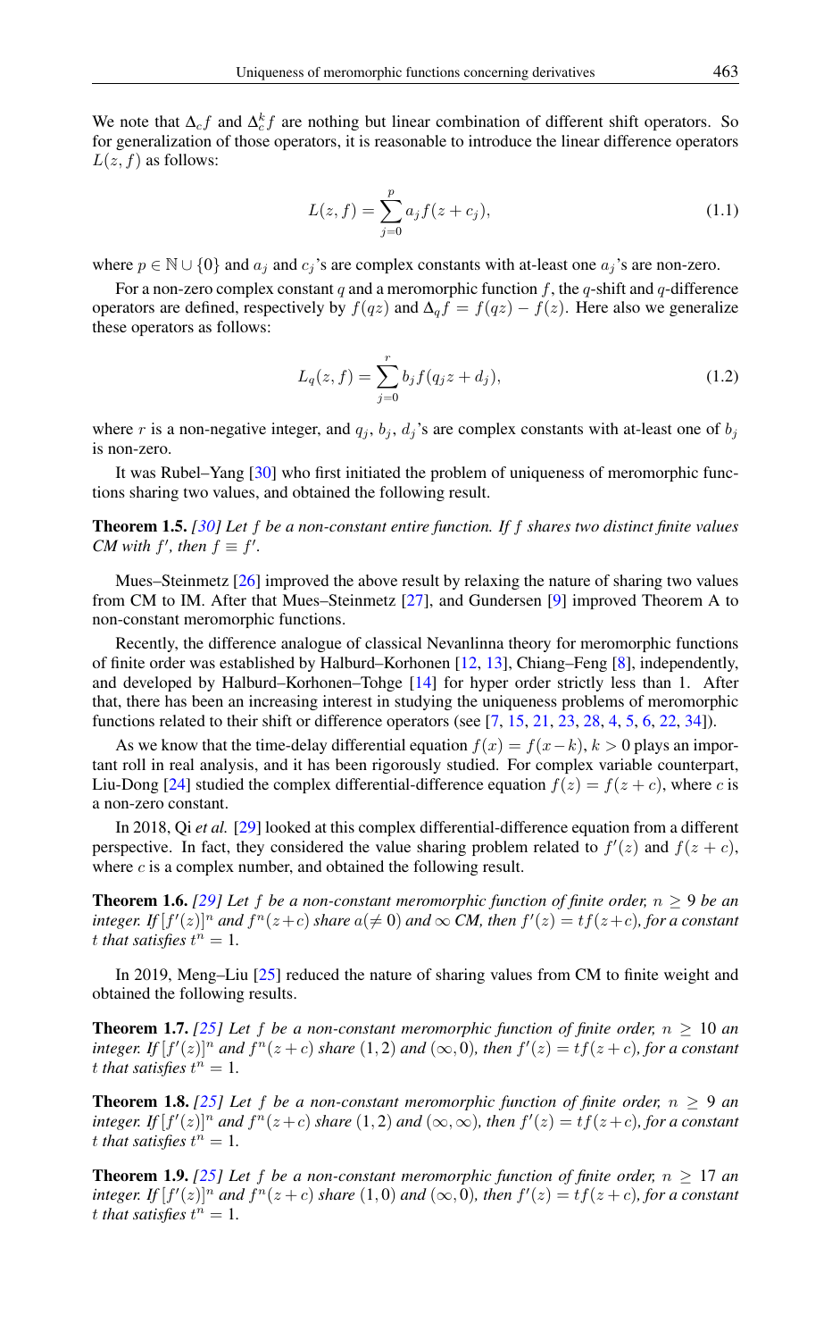We note that $\Delta_c f$ and $\Delta_c^k f$ are nothing but linear combination of different shift operators. So for generalization of those operators, it is reasonable to introduce the linear difference operators $L(z, f)$ as follows:

$$L(z,f) = \sum_{j=0}^{p} a_j f(z + c_j), \tag{1.1}$$

where $p \in \mathbb{N} \cup \{0\}$ and $a_j$ and $c_j$'s are complex constants with at-least one $a_j$'s are non-zero.

For a non-zero complex constant $q$ and a meromorphic function $f$, the $q$-shift and $q$-difference operators are defined, respectively by $f(qz)$ and $\Delta_q f = f(qz) - f(z)$. Here also we generalize these operators as follows:

$$L_q(z,f) = \sum_{j=0}^{r} b_j f(q_j z + d_j), \tag{1.2}$$

where $r$ is a non-negative integer, and $q_j$, $b_j$, $d_j$'s are complex constants with at-least one of $b_j$ is non-zero.

It was Rubel–Yang [30] who first initiated the problem of uniqueness of meromorphic functions sharing two values, and obtained the following result.

**Theorem 1.5.** *[30] Let $f$ be a non-constant entire function. If $f$ shares two distinct finite values CM with $f'$, then $f \equiv f'$.*

Mues–Steinmetz [26] improved the above result by relaxing the nature of sharing two values from CM to IM. After that Mues–Steinmetz [27], and Gundersen [9] improved Theorem A to non-constant meromorphic functions.

Recently, the difference analogue of classical Nevanlinna theory for meromorphic functions of finite order was established by Halburd–Korhonen [12, 13], Chiang–Feng [8], independently, and developed by Halburd–Korhonen–Tohge [14] for hyper order strictly less than 1. After that, there has been an increasing interest in studying the uniqueness problems of meromorphic functions related to their shift or difference operators (see [7, 15, 21, 23, 28, 4, 5, 6, 22, 34]).

As we know that the time-delay differential equation $f(x) = f(x-k)$, $k > 0$ plays an important roll in real analysis, and it has been rigorously studied. For complex variable counterpart, Liu-Dong [24] studied the complex differential-difference equation $f(z) = f(z + c)$, where $c$ is a non-zero constant.

In 2018, Qi *et al.* [29] looked at this complex differential-difference equation from a different perspective. In fact, they considered the value sharing problem related to $f'(z)$ and $f(z+c)$, where $c$ is a complex number, and obtained the following result.

**Theorem 1.6.** *[29] Let $f$ be a non-constant meromorphic function of finite order, $n \geq 9$ be an integer. If $[f'(z)]^n$ and $f^n(z+c)$ share $a(\neq 0)$ and $\infty$ CM, then $f'(z) = tf(z+c)$, for a constant $t$ that satisfies $t^n = 1$.*

In 2019, Meng–Liu [25] reduced the nature of sharing values from CM to finite weight and obtained the following results.

**Theorem 1.7.** *[25] Let $f$ be a non-constant meromorphic function of finite order, $n \geq 10$ an integer. If $[f'(z)]^n$ and $f^n(z+c)$ share $(1,2)$ and $(\infty,0)$, then $f'(z) = tf(z+c)$, for a constant $t$ that satisfies $t^n = 1$.*

**Theorem 1.8.** *[25] Let $f$ be a non-constant meromorphic function of finite order, $n \geq 9$ an integer. If $[f'(z)]^n$ and $f^n(z+c)$ share $(1,2)$ and $(\infty,\infty)$, then $f'(z) = tf(z+c)$, for a constant $t$ that satisfies $t^n = 1$.*

**Theorem 1.9.** *[25] Let $f$ be a non-constant meromorphic function of finite order, $n \geq 17$ an integer. If $[f'(z)]^n$ and $f^n(z+c)$ share $(1,0)$ and $(\infty,0)$, then $f'(z) = tf(z+c)$, for a constant $t$ that satisfies $t^n = 1$.*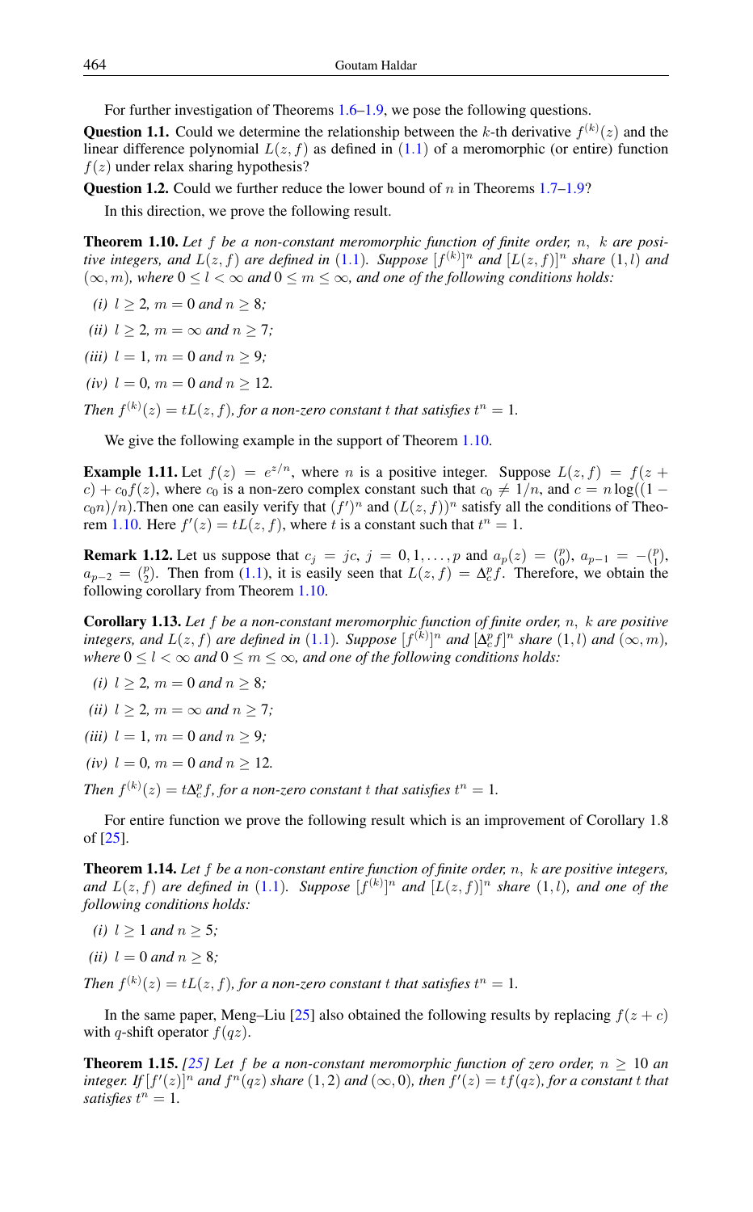For further investigation of Theorems 1.6–1.9, we pose the following questions.

**Question 1.1.** Could we determine the relationship between the $k$-th derivative $f^{(k)}(z)$ and the linear difference polynomial $L(z, f)$ as defined in (1.1) of a meromorphic (or entire) function $f(z)$ under relax sharing hypothesis?

**Question 1.2.** Could we further reduce the lower bound of $n$ in Theorems 1.7–1.9?

In this direction, we prove the following result.

**Theorem 1.10.** *Let $f$ be a non-constant meromorphic function of finite order, $n$, $k$ are positive integers, and $L(z, f)$ are defined in (1.1). Suppose $[f^{(k)}]^n$ and $[L(z, f)]^n$ share $(1, l)$ and $(\infty, m)$, where $0 \leq l < \infty$ and $0 \leq m \leq \infty$, and one of the following conditions holds:*

*(i) $l \geq 2$, $m = 0$ and $n \geq 8$;*

*(ii) $l \geq 2$, $m = \infty$ and $n \geq 7$;*

*(iii) $l = 1$, $m = 0$ and $n \geq 9$;*

*(iv) $l = 0$, $m = 0$ and $n \geq 12$.*

*Then $f^{(k)}(z) = tL(z, f)$, for a non-zero constant $t$ that satisfies $t^n = 1$.*

We give the following example in the support of Theorem 1.10.

**Example 1.11.** Let $f(z) = e^{z/n}$, where $n$ is a positive integer. Suppose $L(z, f) = f(z + c) + c_0 f(z)$, where $c_0$ is a non-zero complex constant such that $c_0 \neq 1/n$, and $c = n \log((1 - c_0 n)/n)$.Then one can easily verify that $(f')^n$ and $(L(z, f))^n$ satisfy all the conditions of Theorem 1.10. Here $f'(z) = tL(z, f)$, where $t$ is a constant such that $t^n = 1$.

**Remark 1.12.** Let us suppose that $c_j = jc$, $j = 0, 1, \ldots, p$ and $a_p(z) = \binom{p}{0}$, $a_{p-1} = -\binom{p}{1}$, $a_{p-2} = \binom{p}{2}$. Then from (1.1), it is easily seen that $L(z, f) = \Delta_c^p f$. Therefore, we obtain the following corollary from Theorem 1.10.

**Corollary 1.13.** *Let $f$ be a non-constant meromorphic function of finite order, $n$, $k$ are positive integers, and $L(z, f)$ are defined in (1.1). Suppose $[f^{(k)}]^n$ and $[\Delta_c^p f]^n$ share $(1, l)$ and $(\infty, m)$, where $0 \leq l < \infty$ and $0 \leq m \leq \infty$, and one of the following conditions holds:*

*(i) $l \geq 2$, $m = 0$ and $n \geq 8$;*

*(ii) $l \geq 2$, $m = \infty$ and $n \geq 7$;*

*(iii) $l = 1$, $m = 0$ and $n \geq 9$;*

*(iv) $l = 0$, $m = 0$ and $n \geq 12$.*

*Then $f^{(k)}(z) = t\Delta_c^p f$, for a non-zero constant $t$ that satisfies $t^n = 1$.*

For entire function we prove the following result which is an improvement of Corollary 1.8 of [25].

**Theorem 1.14.** *Let $f$ be a non-constant entire function of finite order, $n$, $k$ are positive integers, and $L(z, f)$ are defined in (1.1). Suppose $[f^{(k)}]^n$ and $[L(z, f)]^n$ share $(1, l)$, and one of the following conditions holds:*

*(i) $l \geq 1$ and $n \geq 5$;*

*(ii) $l = 0$ and $n \geq 8$;*

*Then $f^{(k)}(z) = tL(z, f)$, for a non-zero constant $t$ that satisfies $t^n = 1$.*

In the same paper, Meng–Liu [25] also obtained the following results by replacing $f(z + c)$ with $q$-shift operator $f(qz)$.

**Theorem 1.15.** *[25] Let $f$ be a non-constant meromorphic function of zero order, $n \geq 10$ an integer. If $[f'(z)]^n$ and $f^n(qz)$ share $(1, 2)$ and $(\infty, 0)$, then $f'(z) = tf(qz)$, for a constant $t$ that satisfies $t^n = 1$.*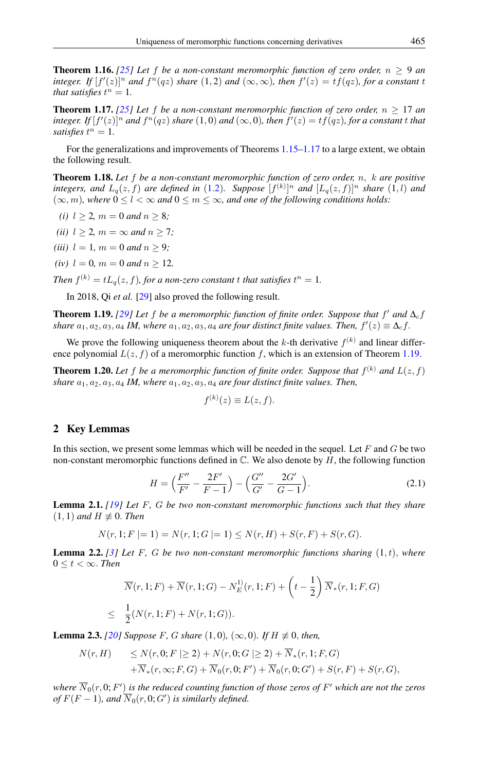**Theorem 1.16.** *[25] Let $f$ be a non-constant meromorphic function of zero order, $n \geq 9$ an integer. If $[f'(z)]^n$ and $f^n(qz)$ share $(1, 2)$ and $(\infty, \infty)$, then $f'(z) = tf(qz)$, for a constant $t$ that satisfies $t^n = 1$.*

**Theorem 1.17.** *[25] Let $f$ be a non-constant meromorphic function of zero order, $n \geq 17$ an integer. If $[f'(z)]^n$ and $f^n(qz)$ share $(1, 0)$ and $(\infty, 0)$, then $f'(z) = tf(qz)$, for a constant $t$ that satisfies $t^n = 1$.*

For the generalizations and improvements of Theorems 1.15–1.17 to a large extent, we obtain the following result.

**Theorem 1.18.** *Let $f$ be a non-constant meromorphic function of zero order, $n,\ k$ are positive integers, and $L_q(z, f)$ are defined in (1.2). Suppose $[f^{(k)}]^n$ and $[L_q(z, f)]^n$ share $(1, l)$ and $(\infty, m)$, where $0 \leq l < \infty$ and $0 \leq m \leq \infty$, and one of the following conditions holds:*

*(i) $l \geq 2$, $m = 0$ and $n \geq 8$;*

*(ii) $l \geq 2$, $m = \infty$ and $n \geq 7$;*

*(iii) $l = 1$, $m = 0$ and $n \geq 9$;*

*(iv) $l = 0$, $m = 0$ and $n \geq 12$.*

*Then $f^{(k)} = tL_q(z, f)$, for a non-zero constant $t$ that satisfies $t^n = 1$.*

In 2018, Qi *et al.* [29] also proved the following result.

**Theorem 1.19.** *[29] Let $f$ be a meromorphic function of finite order. Suppose that $f'$ and $\Delta_c f$ share $a_1, a_2, a_3, a_4$ IM, where $a_1, a_2, a_3, a_4$ are four distinct finite values. Then, $f'(z) \equiv \Delta_c f$.*

We prove the following uniqueness theorem about the $k$-th derivative $f^{(k)}$ and linear difference polynomial $L(z, f)$ of a meromorphic function $f$, which is an extension of Theorem 1.19.

**Theorem 1.20.** *Let $f$ be a meromorphic function of finite order. Suppose that $f^{(k)}$ and $L(z, f)$ share $a_1, a_2, a_3, a_4$ IM, where $a_1, a_2, a_3, a_4$ are four distinct finite values. Then,*

$$f^{(k)}(z) \equiv L(z, f).$$

## 2 Key Lemmas

In this section, we present some lemmas which will be needed in the sequel. Let $F$ and $G$ be two non-constant meromorphic functions defined in $\mathbb{C}$. We also denote by $H$, the following function

$$H = \Big(\frac{F''}{F'} - \frac{2F'}{F-1}\Big) - \Big(\frac{G''}{G'} - \frac{2G'}{G-1}\Big). \tag{2.1}$$

**Lemma 2.1.** *[19] Let $F$, $G$ be two non-constant meromorphic functions such that they share $(1, 1)$ and $H \not\equiv 0$. Then*

$$N(r, 1; F \mid= 1) = N(r, 1; G \mid= 1) \leq N(r, H) + S(r, F) + S(r, G).$$

**Lemma 2.2.** *[3] Let $F$, $G$ be two non-constant meromorphic functions sharing $(1, t)$, where $0 \leq t < \infty$. Then*

$$\begin{aligned} &\overline{N}(r, 1; F) + \overline{N}(r, 1; G) - N_E^{1)}(r, 1; F) + \left(t - \frac{1}{2}\right)\overline{N}_*(r, 1; F, G) \\ \leq\ & \frac{1}{2}(N(r, 1; F) + N(r, 1; G)). \end{aligned}$$

**Lemma 2.3.** *[20] Suppose $F$, $G$ share $(1, 0)$, $(\infty, 0)$. If $H \not\equiv 0$, then,*

$$\begin{aligned} N(r, H) \quad &\leq N(r, 0; F \mid\geq 2) + N(r, 0; G \mid\geq 2) + \overline{N}_*(r, 1; F, G) \\ &+ \overline{N}_*(r, \infty; F, G) + \overline{N}_0(r, 0; F') + \overline{N}_0(r, 0; G') + S(r, F) + S(r, G), \end{aligned}$$

*where $\overline{N}_0(r, 0; F')$ is the reduced counting function of those zeros of $F'$ which are not the zeros of $F(F-1)$, and $\overline{N}_0(r, 0; G')$ is similarly defined.*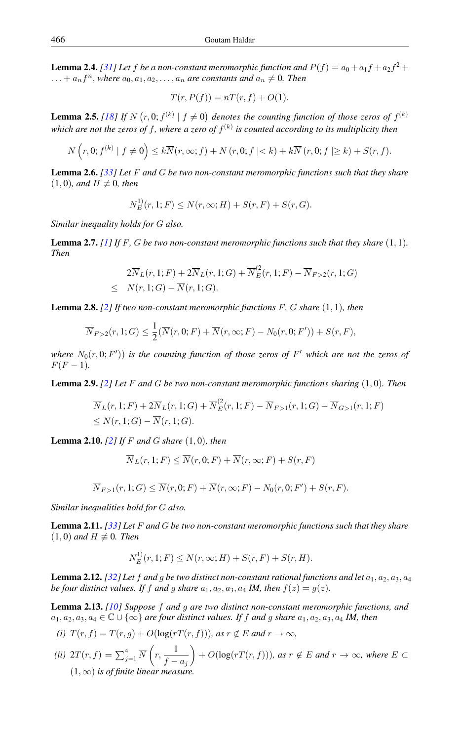**Lemma 2.4.** *[31] Let $f$ be a non-constant meromorphic function and $P(f) = a_0 + a_1 f + a_2 f^2 + \ldots + a_n f^n$, where $a_0, a_1, a_2, \ldots, a_n$ are constants and $a_n \neq 0$. Then*

$$T(r, P(f)) = nT(r, f) + O(1).$$

**Lemma 2.5.** *[18] If $N\left(r, 0; f^{(k)} \mid f \neq 0\right)$ denotes the counting function of those zeros of $f^{(k)}$ which are not the zeros of $f$, where a zero of $f^{(k)}$ is counted according to its multiplicity then*

$$N\left(r, 0; f^{(k)} \mid f \neq 0\right) \leq k\overline{N}(r, \infty; f) + N\left(r, 0; f \mid < k\right) + k\overline{N}\left(r, 0; f \mid \geq k\right) + S(r, f).$$

**Lemma 2.6.** *[33] Let $F$ and $G$ be two non-constant meromorphic functions such that they share $(1, 0)$, and $H \not\equiv 0$, then*

$$N_E^{1)}(r, 1; F) \leq N(r, \infty; H) + S(r, F) + S(r, G).$$

*Similar inequality holds for $G$ also.*

**Lemma 2.7.** *[1] If $F$, $G$ be two non-constant meromorphic functions such that they share $(1, 1)$. Then*

$$\begin{aligned} & 2\overline{N}_L(r, 1; F) + 2\overline{N}_L(r, 1; G) + \overline{N}_E^{(2}(r, 1; F) - \overline{N}_{F>2}(r, 1; G) \\ \leq \; & N(r, 1; G) - \overline{N}(r, 1; G). \end{aligned}$$

**Lemma 2.8.** *[2] If two non-constant meromorphic functions $F$, $G$ share $(1, 1)$, then*

$$\overline{N}_{F>2}(r, 1; G) \leq \frac{1}{2}(\overline{N}(r, 0; F) + \overline{N}(r, \infty; F) - N_0(r, 0; F')) + S(r, F),$$

*where $N_0(r, 0; F'))$ is the counting function of those zeros of $F'$ which are not the zeros of $F(F-1)$.*

**Lemma 2.9.** *[2] Let $F$ and $G$ be two non-constant meromorphic functions sharing $(1, 0)$. Then*

$$\begin{aligned} & \overline{N}_L(r, 1; F) + 2\overline{N}_L(r, 1; G) + \overline{N}_E^{(2}(r, 1; F) - \overline{N}_{F>1}(r, 1; G) - \overline{N}_{G>1}(r, 1; F) \\ & \leq N(r, 1; G) - \overline{N}(r, 1; G). \end{aligned}$$

**Lemma 2.10.** *[2] If $F$ and $G$ share $(1, 0)$, then*

$$\overline{N}_L(r, 1; F) \leq \overline{N}(r, 0; F) + \overline{N}(r, \infty; F) + S(r, F)$$

$$\overline{N}_{F>1}(r, 1; G) \leq \overline{N}(r, 0; F) + \overline{N}(r, \infty; F) - N_0(r, 0; F') + S(r, F).$$

*Similar inequalities hold for $G$ also.*

**Lemma 2.11.** *[33] Let $F$ and $G$ be two non-constant meromorphic functions such that they share $(1, 0)$ and $H \not\equiv 0$. Then*

$$N_E^{1)}(r, 1; F) \leq N(r, \infty; H) + S(r, F) + S(r, H).$$

**Lemma 2.12.** *[32] Let $f$ and $g$ be two distinct non-constant rational functions and let $a_1, a_2, a_3, a_4$ be four distinct values. If $f$ and $g$ share $a_1, a_2, a_3, a_4$ IM, then $f(z) = g(z)$.*

**Lemma 2.13.** *[10] Suppose $f$ and $g$ are two distinct non-constant meromorphic functions, and $a_1, a_2, a_3, a_4 \in \mathbb{C} \cup \{\infty\}$ are four distinct values. If $f$ and $g$ share $a_1, a_2, a_3, a_4$ IM, then*

*(i) $T(r, f) = T(r, g) + O(\log(rT(r, f)))$, as $r \notin E$ and $r \to \infty$,*

*(ii) $2T(r, f) = \sum_{j=1}^{4} \overline{N}\left(r, \dfrac{1}{f - a_j}\right) + O(\log(rT(r, f)))$, as $r \notin E$ and $r \to \infty$, where $E \subset (1, \infty)$ is of finite linear measure.*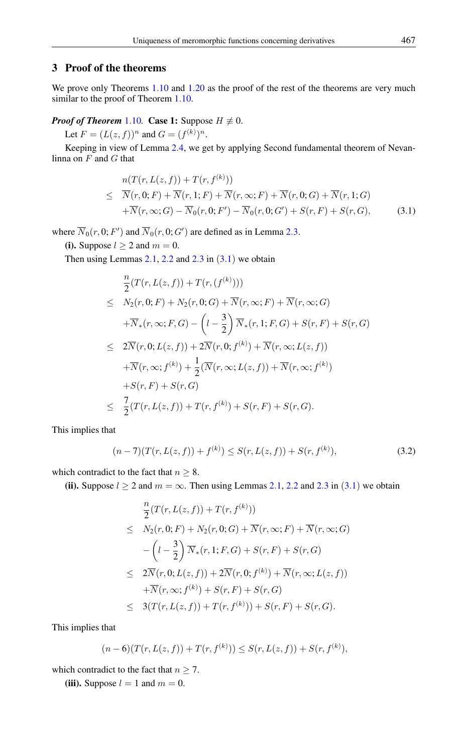## 3 Proof of the theorems

We prove only Theorems 1.10 and 1.20 as the proof of the rest of the theorems are very much similar to the proof of Theorem 1.10.

***Proof of Theorem*** **1.10.** **Case 1:** Suppose $H \not\equiv 0$.

Let $F = (L(z,f))^n$ and $G = (f^{(k)})^n$.

Keeping in view of Lemma 2.4, we get by applying Second fundamental theorem of Nevanlinna on $F$ and $G$ that

$$
\begin{aligned}
& n(T(r, L(z,f)) + T(r, f^{(k)})) \\
\leq\ & \overline{N}(r,0;F) + \overline{N}(r,1;F) + \overline{N}(r,\infty;F) + \overline{N}(r,0;G) + \overline{N}(r,1;G) \\
& + \overline{N}(r,\infty;G) - \overline{N}_0(r,0;F') - \overline{N}_0(r,0;G') + S(r,F) + S(r,G),
\end{aligned} \tag{3.1}
$$

where $\overline{N}_0(r,0;F')$ and $\overline{N}_0(r,0;G')$ are defined as in Lemma 2.3.

**(i).** Suppose $l \geq 2$ and $m = 0$.

Then using Lemmas 2.1, 2.2 and 2.3 in (3.1) we obtain

$$
\begin{aligned}
& \frac{n}{2}(T(r, L(z,f)) + T(r, (f^{(k)}))) \\
\leq\ & N_2(r,0;F) + N_2(r,0;G) + \overline{N}(r,\infty;F) + \overline{N}(r,\infty;G) \\
& + \overline{N}_*(r,\infty;F,G) - \left(l - \frac{3}{2}\right)\overline{N}_*(r,1;F,G) + S(r,F) + S(r,G) \\
\leq\ & 2\overline{N}(r,0;L(z,f)) + 2\overline{N}(r,0;f^{(k)}) + \overline{N}(r,\infty;L(z,f)) \\
& + \overline{N}(r,\infty;f^{(k)}) + \frac{1}{2}(\overline{N}(r,\infty;L(z,f)) + \overline{N}(r,\infty;f^{(k)}) \\
& + S(r,F) + S(r,G) \\
\leq\ & \frac{7}{2}(T(r,L(z,f)) + T(r,f^{(k)}) + S(r,F) + S(r,G).
\end{aligned}
$$

This implies that

$$
(n-7)(T(r,L(z,f)) + f^{(k)}) \leq S(r,L(z,f)) + S(r,f^{(k)}), \tag{3.2}
$$

which contradict to the fact that $n \geq 8$.

**(ii).** Suppose $l \geq 2$ and $m = \infty$. Then using Lemmas 2.1, 2.2 and 2.3 in (3.1) we obtain

$$
\begin{aligned}
& \frac{n}{2}(T(r, L(z,f)) + T(r, f^{(k)})) \\
\leq\ & N_2(r,0;F) + N_2(r,0;G) + \overline{N}(r,\infty;F) + \overline{N}(r,\infty;G) \\
& - \left(l - \frac{3}{2}\right)\overline{N}_*(r,1;F,G) + S(r,F) + S(r,G) \\
\leq\ & 2\overline{N}(r,0;L(z,f)) + 2\overline{N}(r,0;f^{(k)}) + \overline{N}(r,\infty;L(z,f)) \\
& + \overline{N}(r,\infty;f^{(k)}) + S(r,F) + S(r,G) \\
\leq\ & 3(T(r,L(z,f)) + T(r,f^{(k)})) + S(r,F) + S(r,G).
\end{aligned}
$$

This implies that

$$
(n-6)(T(r,L(z,f)) + T(r,f^{(k)})) \leq S(r,L(z,f)) + S(r,f^{(k)}),
$$

which contradict to the fact that $n \geq 7$.

**(iii).** Suppose $l = 1$ and $m = 0$.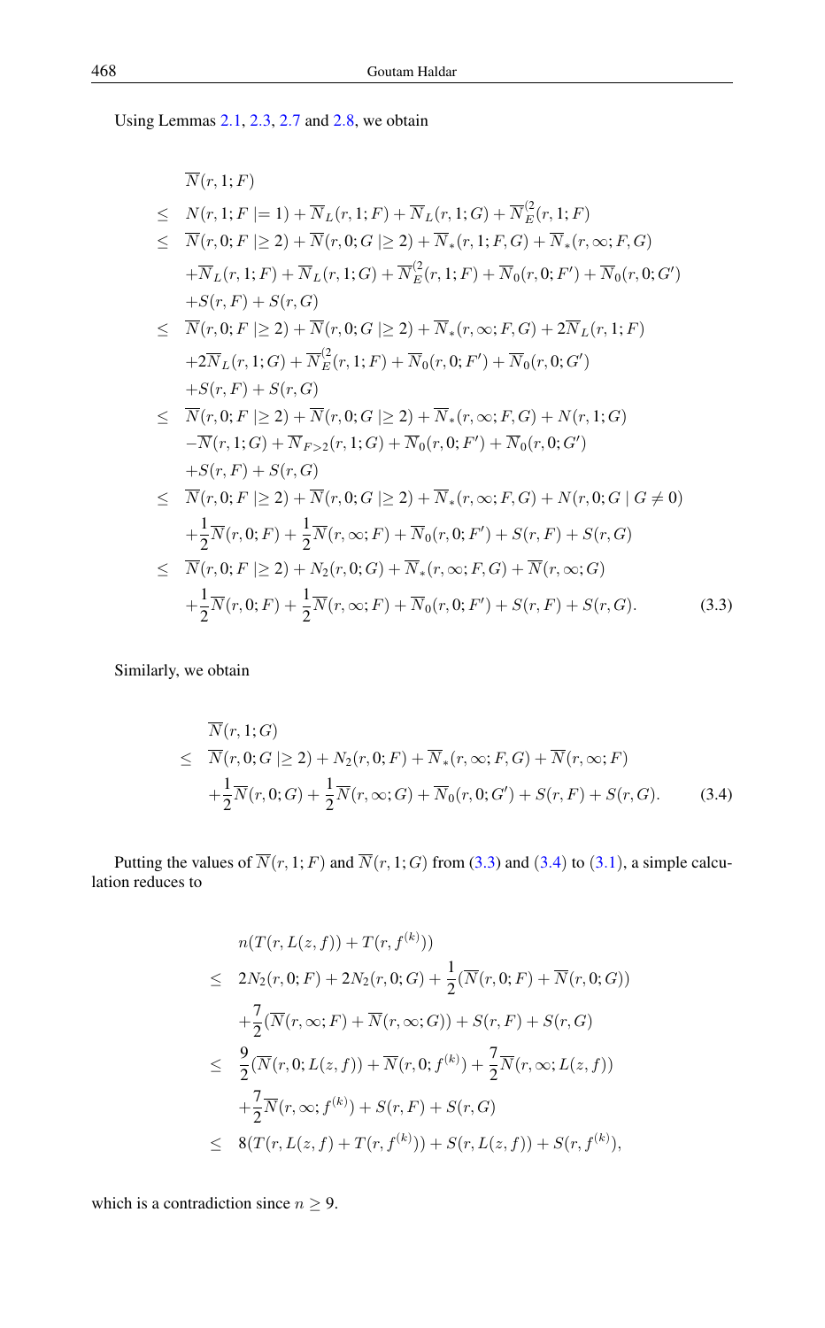Using Lemmas 2.1, 2.3, 2.7 and 2.8, we obtain

$$
\begin{aligned}
& \overline{N}(r,1;F) \\
\leq\; & N(r,1;F \mid= 1) + \overline{N}_L(r,1;F) + \overline{N}_L(r,1;G) + \overline{N}_E^{(2}(r,1;F) \\
\leq\; & \overline{N}(r,0;F \mid\geq 2) + \overline{N}(r,0;G \mid\geq 2) + \overline{N}_*(r,1;F,G) + \overline{N}_*(r,\infty;F,G) \\
& + \overline{N}_L(r,1;F) + \overline{N}_L(r,1;G) + \overline{N}_E^{(2}(r,1;F) + \overline{N}_0(r,0;F') + \overline{N}_0(r,0;G') \\
& + S(r,F) + S(r,G) \\
\leq\; & \overline{N}(r,0;F \mid\geq 2) + \overline{N}(r,0;G \mid\geq 2) + \overline{N}_*(r,\infty;F,G) + 2\overline{N}_L(r,1;F) \\
& + 2\overline{N}_L(r,1;G) + \overline{N}_E^{(2}(r,1;F) + \overline{N}_0(r,0;F') + \overline{N}_0(r,0;G') \\
& + S(r,F) + S(r,G) \\
\leq\; & \overline{N}(r,0;F \mid\geq 2) + \overline{N}(r,0;G \mid\geq 2) + \overline{N}_*(r,\infty;F,G) + N(r,1;G) \\
& - \overline{N}(r,1;G) + \overline{N}_{F>2}(r,1;G) + \overline{N}_0(r,0;F') + \overline{N}_0(r,0;G') \\
& + S(r,F) + S(r,G) \\
\leq\; & \overline{N}(r,0;F \mid\geq 2) + \overline{N}(r,0;G \mid\geq 2) + \overline{N}_*(r,\infty;F,G) + N(r,0;G \mid G \neq 0) \\
& + \frac{1}{2}\overline{N}(r,0;F) + \frac{1}{2}\overline{N}(r,\infty;F) + \overline{N}_0(r,0;F') + S(r,F) + S(r,G) \\
\leq\; & \overline{N}(r,0;F \mid\geq 2) + N_2(r,0;G) + \overline{N}_*(r,\infty;F,G) + \overline{N}(r,\infty;G) \\
& + \frac{1}{2}\overline{N}(r,0;F) + \frac{1}{2}\overline{N}(r,\infty;F) + \overline{N}_0(r,0;F') + S(r,F) + S(r,G).
\end{aligned}
\tag{3.3}
$$

Similarly, we obtain

$$
\begin{aligned}
& \overline{N}(r,1;G) \\
\leq\; & \overline{N}(r,0;G \mid\geq 2) + N_2(r,0;F) + \overline{N}_*(r,\infty;F,G) + \overline{N}(r,\infty;F) \\
& + \frac{1}{2}\overline{N}(r,0;G) + \frac{1}{2}\overline{N}(r,\infty;G) + \overline{N}_0(r,0;G') + S(r,F) + S(r,G).
\end{aligned}
\tag{3.4}
$$

Putting the values of $\overline{N}(r,1;F)$ and $\overline{N}(r,1;G)$ from (3.3) and (3.4) to (3.1), a simple calculation reduces to

$$
\begin{aligned}
& n(T(r,L(z,f)) + T(r,f^{(k)})) \\
\leq\; & 2N_2(r,0;F) + 2N_2(r,0;G) + \frac{1}{2}(\overline{N}(r,0;F) + \overline{N}(r,0;G)) \\
& + \frac{7}{2}(\overline{N}(r,\infty;F) + \overline{N}(r,\infty;G)) + S(r,F) + S(r,G) \\
\leq\; & \frac{9}{2}(\overline{N}(r,0;L(z,f)) + \overline{N}(r,0;f^{(k)}) + \frac{7}{2}\overline{N}(r,\infty;L(z,f)) \\
& + \frac{7}{2}\overline{N}(r,\infty;f^{(k)}) + S(r,F) + S(r,G) \\
\leq\; & 8(T(r,L(z,f) + T(r,f^{(k)})) + S(r,L(z,f)) + S(r,f^{(k)}),
\end{aligned}
$$

which is a contradiction since $n \geq 9$.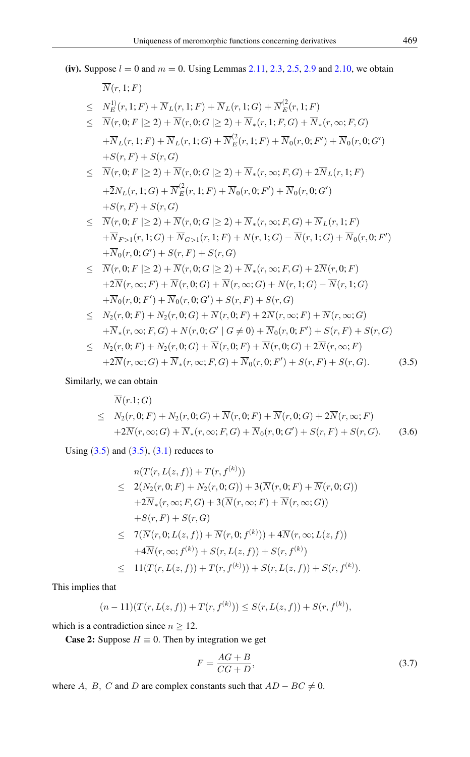**(iv).** Suppose $l = 0$ and $m = 0$. Using Lemmas 2.11, 2.3, 2.5, 2.9 and 2.10, we obtain

$$
\begin{aligned}
&\overline{N}(r,1;F)\\
\leq\ & N_E^{1)}(r,1;F) + \overline{N}_L(r,1;F) + \overline{N}_L(r,1;G) + \overline{N}_E^{(2}(r,1;F)\\
\leq\ & \overline{N}(r,0;F \mid\geq 2) + \overline{N}(r,0;G \mid\geq 2) + \overline{N}_*(r,1;F,G) + \overline{N}_*(r,\infty;F,G)\\
& + \overline{N}_L(r,1;F) + \overline{N}_L(r,1;G) + \overline{N}_E^{(2}(r,1;F) + \overline{N}_0(r,0;F') + \overline{N}_0(r,0;G')\\
& + S(r,F) + S(r,G)\\
\leq\ & \overline{N}(r,0;F \mid\geq 2) + \overline{N}(r,0;G \mid\geq 2) + \overline{N}_*(r,\infty;F,G) + 2\overline{N}_L(r,1;F)\\
& + \overline{2}N_L(r,1;G) + \overline{N}_E^{(2}(r,1;F) + \overline{N}_0(r,0;F') + \overline{N}_0(r,0;G')\\
& + S(r,F) + S(r,G)\\
\leq\ & \overline{N}(r,0;F \mid\geq 2) + \overline{N}(r,0;G \mid\geq 2) + \overline{N}_*(r,\infty;F,G) + \overline{N}_L(r,1;F)\\
& + \overline{N}_{F>1}(r,1;G) + \overline{N}_{G>1}(r,1;F) + N(r,1;G) - \overline{N}(r,1;G) + \overline{N}_0(r,0;F')\\
& + \overline{N}_0(r,0;G') + S(r,F) + S(r,G)\\
\leq\ & \overline{N}(r,0;F \mid\geq 2) + \overline{N}(r,0;G \mid\geq 2) + \overline{N}_*(r,\infty;F,G) + 2\overline{N}(r,0;F)\\
& + 2\overline{N}(r,\infty;F) + \overline{N}(r,0;G) + \overline{N}(r,\infty;G) + N(r,1;G) - \overline{N}(r,1;G)\\
& + \overline{N}_0(r,0;F') + \overline{N}_0(r,0;G') + S(r,F) + S(r,G)\\
\leq\ & N_2(r,0;F) + N_2(r,0;G) + \overline{N}(r,0;F) + 2\overline{N}(r,\infty;F) + \overline{N}(r,\infty;G)\\
& + \overline{N}_*(r,\infty;F,G) + N(r,0;G' \mid G \neq 0) + \overline{N}_0(r,0;F') + S(r,F) + S(r,G)\\
\leq\ & N_2(r,0;F) + N_2(r,0;G) + \overline{N}(r,0;F) + \overline{N}(r,0;G) + 2\overline{N}(r,\infty;F)\\
& + 2\overline{N}(r,\infty;G) + \overline{N}_*(r,\infty;F,G) + \overline{N}_0(r,0;F') + S(r,F) + S(r,G).
\end{aligned}
\tag{3.5}
$$

Similarly, we can obtain

$$
\begin{aligned}
&\overline{N}(r.1;G)\\
\leq\ & N_2(r,0;F) + N_2(r,0;G) + \overline{N}(r,0;F) + \overline{N}(r,0;G) + 2\overline{N}(r,\infty;F)\\
& + 2\overline{N}(r,\infty;G) + \overline{N}_*(r,\infty;F,G) + \overline{N}_0(r,0;G') + S(r,F) + S(r,G).
\end{aligned}
\tag{3.6}
$$

Using (3.5) and (3.5), (3.1) reduces to

$$
\begin{aligned}
& n(T(r,L(z,f)) + T(r,f^{(k)}))\\
\leq\ & 2(N_2(r,0;F) + N_2(r,0;G)) + 3(\overline{N}(r,0;F) + \overline{N}(r,0;G))\\
& + 2\overline{N}_*(r,\infty;F,G) + 3(\overline{N}(r,\infty;F) + \overline{N}(r,\infty;G))\\
& + S(r,F) + S(r,G)\\
\leq\ & 7(\overline{N}(r,0;L(z,f)) + \overline{N}(r,0;f^{(k)})) + 4\overline{N}(r,\infty;L(z,f))\\
& + 4\overline{N}(r,\infty;f^{(k)}) + S(r,L(z,f)) + S(r,f^{(k)})\\
\leq\ & 11(T(r,L(z,f)) + T(r,f^{(k)})) + S(r,L(z,f)) + S(r,f^{(k)}).
\end{aligned}
$$

This implies that

$$
(n-11)(T(r,L(z,f)) + T(r,f^{(k)})) \leq S(r,L(z,f)) + S(r,f^{(k)}),
$$

which is a contradiction since $n \geq 12$.

**Case 2:** Suppose $H \equiv 0$. Then by integration we get

$$
F = \frac{AG+B}{CG+D}, \tag{3.7}
$$

where $A,\ B,\ C$ and $D$ are complex constants such that $AD - BC \neq 0$.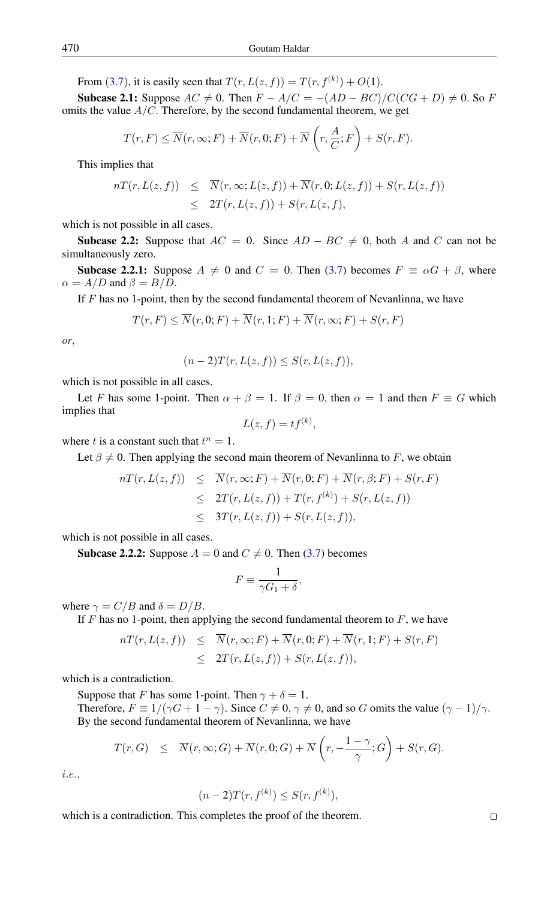From (3.7), it is easily seen that $T(r, L(z,f)) = T(r, f^{(k)}) + O(1)$.

**Subcase 2.1:** Suppose $AC \neq 0$. Then $F - A/C = -(AD - BC)/C(CG + D) \neq 0$. So $F$ omits the value $A/C$. Therefore, by the second fundamental theorem, we get

$$T(r, F) \leq \overline{N}(r, \infty; F) + \overline{N}(r, 0; F) + \overline{N}\left(r, \frac{A}{C}; F\right) + S(r, F).$$

This implies that

$$\begin{aligned} nT(r, L(z,f)) &\leq \overline{N}(r, \infty; L(z,f)) + \overline{N}(r, 0; L(z,f)) + S(r, L(z,f)) \\ &\leq 2T(r, L(z,f)) + S(r, L(z,f), \end{aligned}$$

which is not possible in all cases.

**Subcase 2.2:** Suppose that $AC = 0$. Since $AD - BC \neq 0$, both $A$ and $C$ can not be simultaneously zero.

**Subcase 2.2.1:** Suppose $A \neq 0$ and $C = 0$. Then (3.7) becomes $F \equiv \alpha G + \beta$, where $\alpha = A/D$ and $\beta = B/D$.

If $F$ has no 1-point, then by the second fundamental theorem of Nevanlinna, we have

$$T(r, F) \leq \overline{N}(r, 0; F) + \overline{N}(r, 1; F) + \overline{N}(r, \infty; F) + S(r, F)$$

*or*,

$$(n-2)T(r, L(z,f)) \leq S(r, L(z,f)),$$

which is not possible in all cases.

Let $F$ has some 1-point. Then $\alpha + \beta = 1$. If $\beta = 0$, then $\alpha = 1$ and then $F \equiv G$ which implies that

$$L(z,f) = tf^{(k)},$$

where $t$ is a constant such that $t^n = 1$.

Let $\beta \neq 0$. Then applying the second main theorem of Nevanlinna to $F$, we obtain

$$\begin{aligned} nT(r, L(z,f)) &\leq \overline{N}(r, \infty; F) + \overline{N}(r, 0; F) + \overline{N}(r, \beta; F) + S(r, F) \\ &\leq 2T(r, L(z,f)) + T(r, f^{(k)}) + S(r, L(z,f)) \\ &\leq 3T(r, L(z,f)) + S(r, L(z,f)), \end{aligned}$$

which is not possible in all cases.

**Subcase 2.2.2:** Suppose $A = 0$ and $C \neq 0$. Then (3.7) becomes

$$F \equiv \frac{1}{\gamma G_1 + \delta},$$

where $\gamma = C/B$ and $\delta = D/B$.

If $F$ has no 1-point, then applying the second fundamental theorem to $F$, we have

$$\begin{aligned} nT(r, L(z,f)) &\leq \overline{N}(r, \infty; F) + \overline{N}(r, 0; F) + \overline{N}(r, 1; F) + S(r, F) \\ &\leq 2T(r, L(z,f)) + S(r, L(z,f)), \end{aligned}$$

which is a contradiction.

Suppose that $F$ has some 1-point. Then $\gamma + \delta = 1$.

Therefore, $F \equiv 1/(\gamma G + 1 - \gamma)$. Since $C \neq 0$, $\gamma \neq 0$, and so $G$ omits the value $(\gamma - 1)/\gamma$.

By the second fundamental theorem of Nevanlinna, we have

$$T(r, G) \leq \overline{N}(r, \infty; G) + \overline{N}(r, 0; G) + \overline{N}\left(r, -\frac{1-\gamma}{\gamma}; G\right) + S(r, G).$$

*i.e.*,

$$(n-2)T(r, f^{(k)}) \leq S(r, f^{(k)}),$$

which is a contradiction. This completes the proof of the theorem. □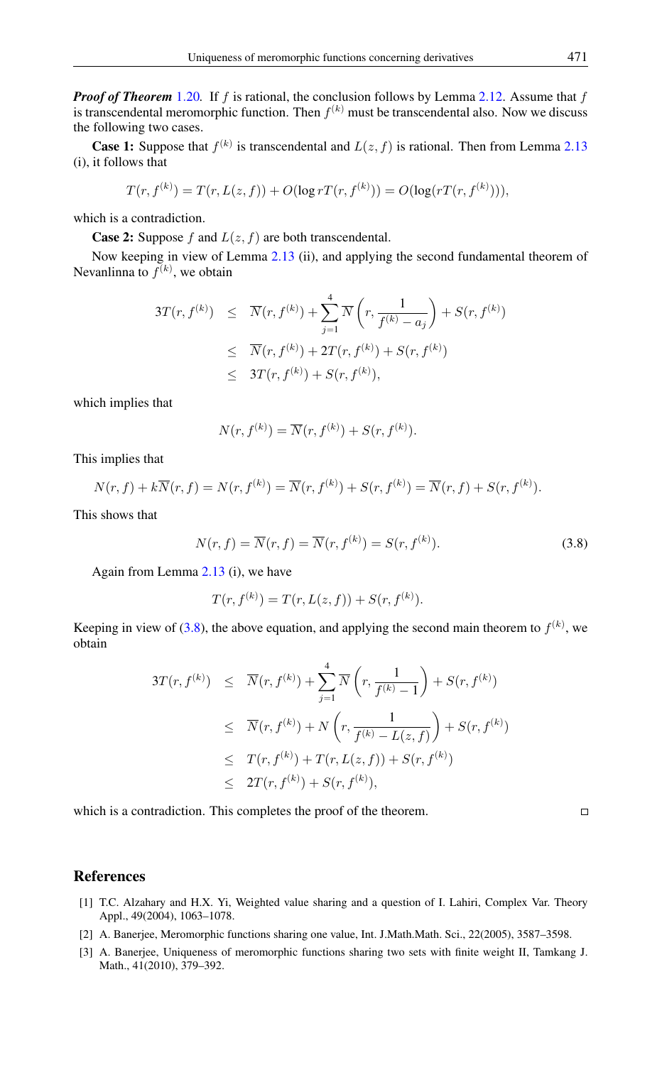***Proof of Theorem*** 1.20*.* If $f$ is rational, the conclusion follows by Lemma 2.12. Assume that $f$ is transcendental meromorphic function. Then $f^{(k)}$ must be transcendental also. Now we discuss the following two cases.

**Case 1:** Suppose that $f^{(k)}$ is transcendental and $L(z,f)$ is rational. Then from Lemma 2.13 (i), it follows that

$$T(r,f^{(k)}) = T(r,L(z,f)) + O(\log rT(r,f^{(k)})) = O(\log(rT(r,f^{(k)}))),$$

which is a contradiction.

**Case 2:** Suppose $f$ and $L(z,f)$ are both transcendental.

Now keeping in view of Lemma 2.13 (ii), and applying the second fundamental theorem of Nevanlinna to $f^{(k)}$, we obtain

$$\begin{aligned}
3T(r,f^{(k)}) &\leq \overline{N}(r,f^{(k)}) + \sum_{j=1}^{4} \overline{N}\left(r,\frac{1}{f^{(k)}-a_j}\right) + S(r,f^{(k)}) \\
&\leq \overline{N}(r,f^{(k)}) + 2T(r,f^{(k)}) + S(r,f^{(k)}) \\
&\leq 3T(r,f^{(k)}) + S(r,f^{(k)}),
\end{aligned}$$

which implies that

$$N(r,f^{(k)}) = \overline{N}(r,f^{(k)}) + S(r,f^{(k)}).$$

This implies that

$$N(r,f) + k\overline{N}(r,f) = N(r,f^{(k)}) = \overline{N}(r,f^{(k)}) + S(r,f^{(k)}) = \overline{N}(r,f) + S(r,f^{(k)}).$$

This shows that

$$N(r,f) = \overline{N}(r,f) = \overline{N}(r,f^{(k)}) = S(r,f^{(k)}). \tag{3.8}$$

Again from Lemma 2.13 (i), we have

$$T(r,f^{(k)}) = T(r,L(z,f)) + S(r,f^{(k)}).$$

Keeping in view of (3.8), the above equation, and applying the second main theorem to $f^{(k)}$, we obtain

$$\begin{aligned}
3T(r,f^{(k)}) &\leq \overline{N}(r,f^{(k)}) + \sum_{j=1}^{4} \overline{N}\left(r,\frac{1}{f^{(k)}-1}\right) + S(r,f^{(k)}) \\
&\leq \overline{N}(r,f^{(k)}) + N\left(r,\frac{1}{f^{(k)}-L(z,f)}\right) + S(r,f^{(k)}) \\
&\leq T(r,f^{(k)}) + T(r,L(z,f)) + S(r,f^{(k)}) \\
&\leq 2T(r,f^{(k)}) + S(r,f^{(k)}),
\end{aligned}$$

which is a contradiction. This completes the proof of the theorem. □

## References

[1] T.C. Alzahary and H.X. Yi, Weighted value sharing and a question of I. Lahiri, Complex Var. Theory Appl., 49(2004), 1063–1078.

[2] A. Banerjee, Meromorphic functions sharing one value, Int. J.Math.Math. Sci., 22(2005), 3587–3598.

[3] A. Banerjee, Uniqueness of meromorphic functions sharing two sets with finite weight II, Tamkang J. Math., 41(2010), 379–392.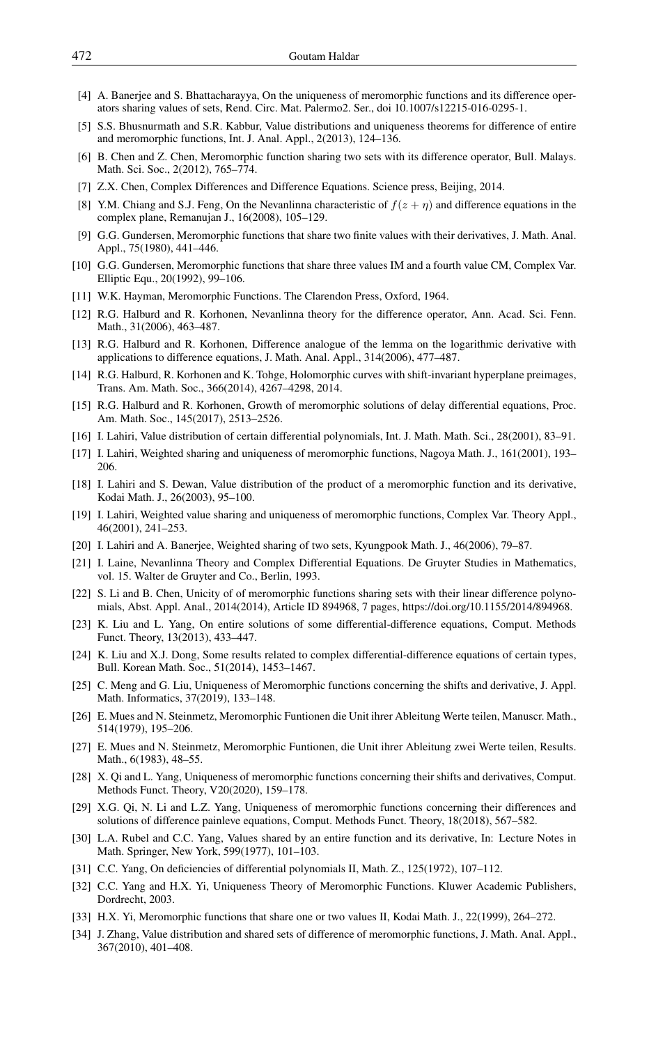[4] A. Banerjee and S. Bhattacharayya, On the uniqueness of meromorphic functions and its difference operators sharing values of sets, Rend. Circ. Mat. Palermo2. Ser., doi 10.1007/s12215-016-0295-1.

[5] S.S. Bhusnurmath and S.R. Kabbur, Value distributions and uniqueness theorems for difference of entire and meromorphic functions, Int. J. Anal. Appl., 2(2013), 124–136.

[6] B. Chen and Z. Chen, Meromorphic function sharing two sets with its difference operator, Bull. Malays. Math. Sci. Soc., 2(2012), 765–774.

[7] Z.X. Chen, Complex Differences and Difference Equations. Science press, Beijing, 2014.

[8] Y.M. Chiang and S.J. Feng, On the Nevanlinna characteristic of $f(z+\eta)$ and difference equations in the complex plane, Remanujan J., 16(2008), 105–129.

[9] G.G. Gundersen, Meromorphic functions that share two finite values with their derivatives, J. Math. Anal. Appl., 75(1980), 441–446.

[10] G.G. Gundersen, Meromorphic functions that share three values IM and a fourth value CM, Complex Var. Elliptic Equ., 20(1992), 99–106.

[11] W.K. Hayman, Meromorphic Functions. The Clarendon Press, Oxford, 1964.

[12] R.G. Halburd and R. Korhonen, Nevanlinna theory for the difference operator, Ann. Acad. Sci. Fenn. Math., 31(2006), 463–487.

[13] R.G. Halburd and R. Korhonen, Difference analogue of the lemma on the logarithmic derivative with applications to difference equations, J. Math. Anal. Appl., 314(2006), 477–487.

[14] R.G. Halburd, R. Korhonen and K. Tohge, Holomorphic curves with shift-invariant hyperplane preimages, Trans. Am. Math. Soc., 366(2014), 4267–4298, 2014.

[15] R.G. Halburd and R. Korhonen, Growth of meromorphic solutions of delay differential equations, Proc. Am. Math. Soc., 145(2017), 2513–2526.

[16] I. Lahiri, Value distribution of certain differential polynomials, Int. J. Math. Math. Sci., 28(2001), 83–91.

[17] I. Lahiri, Weighted sharing and uniqueness of meromorphic functions, Nagoya Math. J., 161(2001), 193–206.

[18] I. Lahiri and S. Dewan, Value distribution of the product of a meromorphic function and its derivative, Kodai Math. J., 26(2003), 95–100.

[19] I. Lahiri, Weighted value sharing and uniqueness of meromorphic functions, Complex Var. Theory Appl., 46(2001), 241–253.

[20] I. Lahiri and A. Banerjee, Weighted sharing of two sets, Kyungpook Math. J., 46(2006), 79–87.

[21] I. Laine, Nevanlinna Theory and Complex Differential Equations. De Gruyter Studies in Mathematics, vol. 15. Walter de Gruyter and Co., Berlin, 1993.

[22] S. Li and B. Chen, Unicity of of meromorphic functions sharing sets with their linear difference polynomials, Abst. Appl. Anal., 2014(2014), Article ID 894968, 7 pages, https://doi.org/10.1155/2014/894968.

[23] K. Liu and L. Yang, On entire solutions of some differential-difference equations, Comput. Methods Funct. Theory, 13(2013), 433–447.

[24] K. Liu and X.J. Dong, Some results related to complex differential-difference equations of certain types, Bull. Korean Math. Soc., 51(2014), 1453–1467.

[25] C. Meng and G. Liu, Uniqueness of Meromorphic functions concerning the shifts and derivative, J. Appl. Math. Informatics, 37(2019), 133–148.

[26] E. Mues and N. Steinmetz, Meromorphic Funtionen die Unit ihrer Ableitung Werte teilen, Manuscr. Math., 514(1979), 195–206.

[27] E. Mues and N. Steinmetz, Meromorphic Funtionen, die Unit ihrer Ableitung zwei Werte teilen, Results. Math., 6(1983), 48–55.

[28] X. Qi and L. Yang, Uniqueness of meromorphic functions concerning their shifts and derivatives, Comput. Methods Funct. Theory, V20(2020), 159–178.

[29] X.G. Qi, N. Li and L.Z. Yang, Uniqueness of meromorphic functions concerning their differences and solutions of difference painleve equations, Comput. Methods Funct. Theory, 18(2018), 567–582.

[30] L.A. Rubel and C.C. Yang, Values shared by an entire function and its derivative, In: Lecture Notes in Math. Springer, New York, 599(1977), 101–103.

[31] C.C. Yang, On deficiencies of differential polynomials II, Math. Z., 125(1972), 107–112.

[32] C.C. Yang and H.X. Yi, Uniqueness Theory of Meromorphic Functions. Kluwer Academic Publishers, Dordrecht, 2003.

[33] H.X. Yi, Meromorphic functions that share one or two values II, Kodai Math. J., 22(1999), 264–272.

[34] J. Zhang, Value distribution and shared sets of difference of meromorphic functions, J. Math. Anal. Appl., 367(2010), 401–408.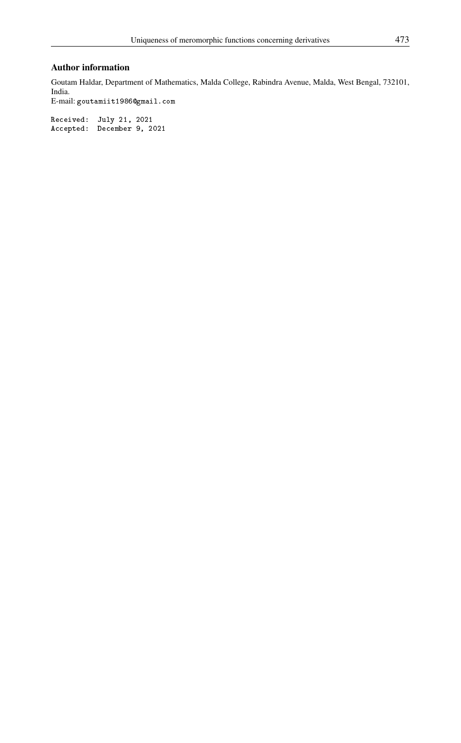### Author information

Goutam Haldar, Department of Mathematics, Malda College, Rabindra Avenue, Malda, West Bengal, 732101, India.
E-mail: goutamiit1986@gmail.com

Received: July 21, 2021
Accepted: December 9, 2021